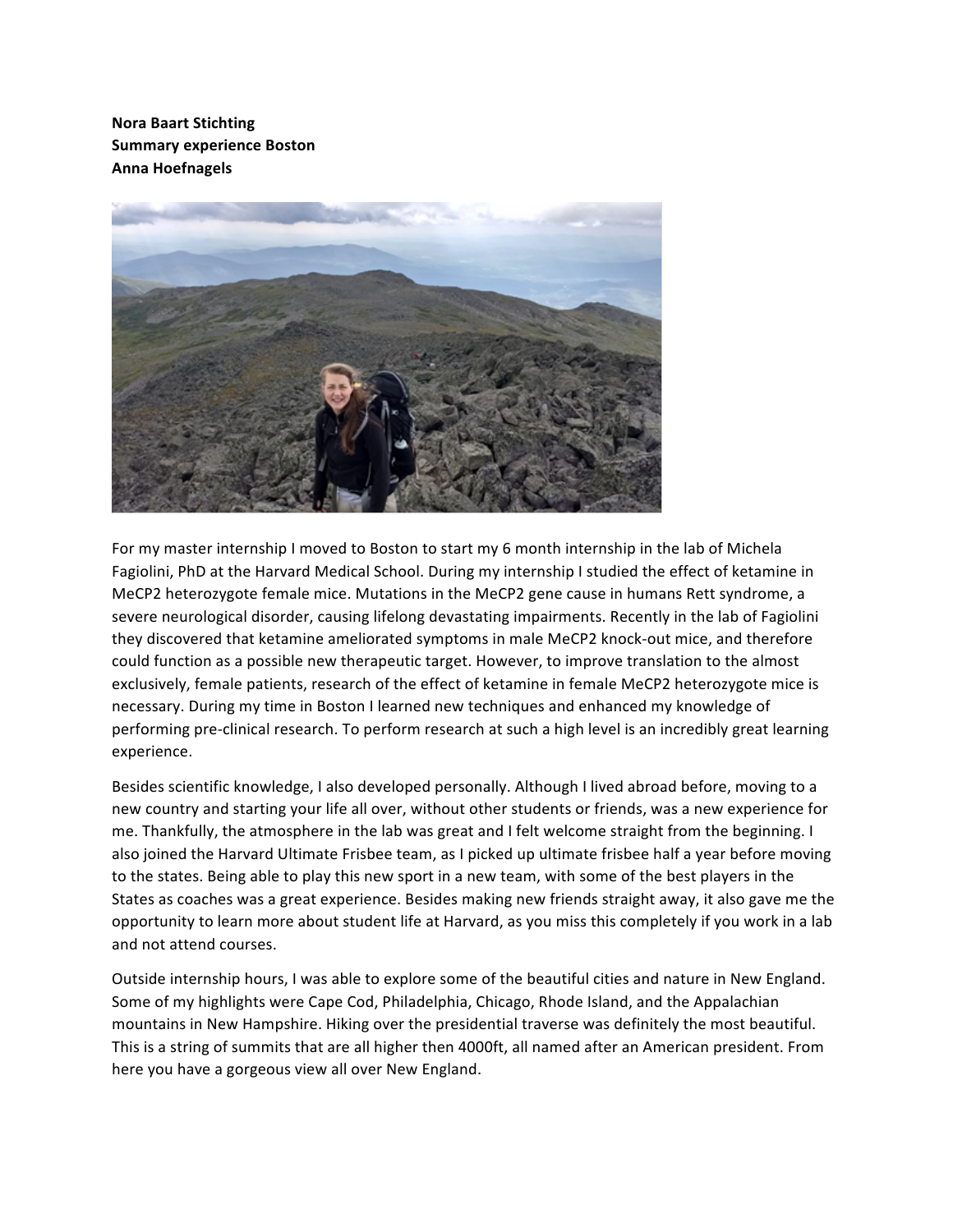**Nora Baart Stichting**
**Summary experience Boston**
**Anna Hoefnagels**

For my master internship I moved to Boston to start my 6 month internship in the lab of Michela Fagiolini, PhD at the Harvard Medical School. During my internship I studied the effect of ketamine in MeCP2 heterozygote female mice. Mutations in the MeCP2 gene cause in humans Rett syndrome, a severe neurological disorder, causing lifelong devastating impairments. Recently in the lab of Fagiolini they discovered that ketamine ameliorated symptoms in male MeCP2 knock-out mice, and therefore could function as a possible new therapeutic target. However, to improve translation to the almost exclusively, female patients, research of the effect of ketamine in female MeCP2 heterozygote mice is necessary. During my time in Boston I learned new techniques and enhanced my knowledge of performing pre-clinical research. To perform research at such a high level is an incredibly great learning experience.

Besides scientific knowledge, I also developed personally. Although I lived abroad before, moving to a new country and starting your life all over, without other students or friends, was a new experience for me. Thankfully, the atmosphere in the lab was great and I felt welcome straight from the beginning. I also joined the Harvard Ultimate Frisbee team, as I picked up ultimate frisbee half a year before moving to the states. Being able to play this new sport in a new team, with some of the best players in the States as coaches was a great experience. Besides making new friends straight away, it also gave me the opportunity to learn more about student life at Harvard, as you miss this completely if you work in a lab and not attend courses.

Outside internship hours, I was able to explore some of the beautiful cities and nature in New England. Some of my highlights were Cape Cod, Philadelphia, Chicago, Rhode Island, and the Appalachian mountains in New Hampshire. Hiking over the presidential traverse was definitely the most beautiful. This is a string of summits that are all higher then 4000ft, all named after an American president. From here you have a gorgeous view all over New England.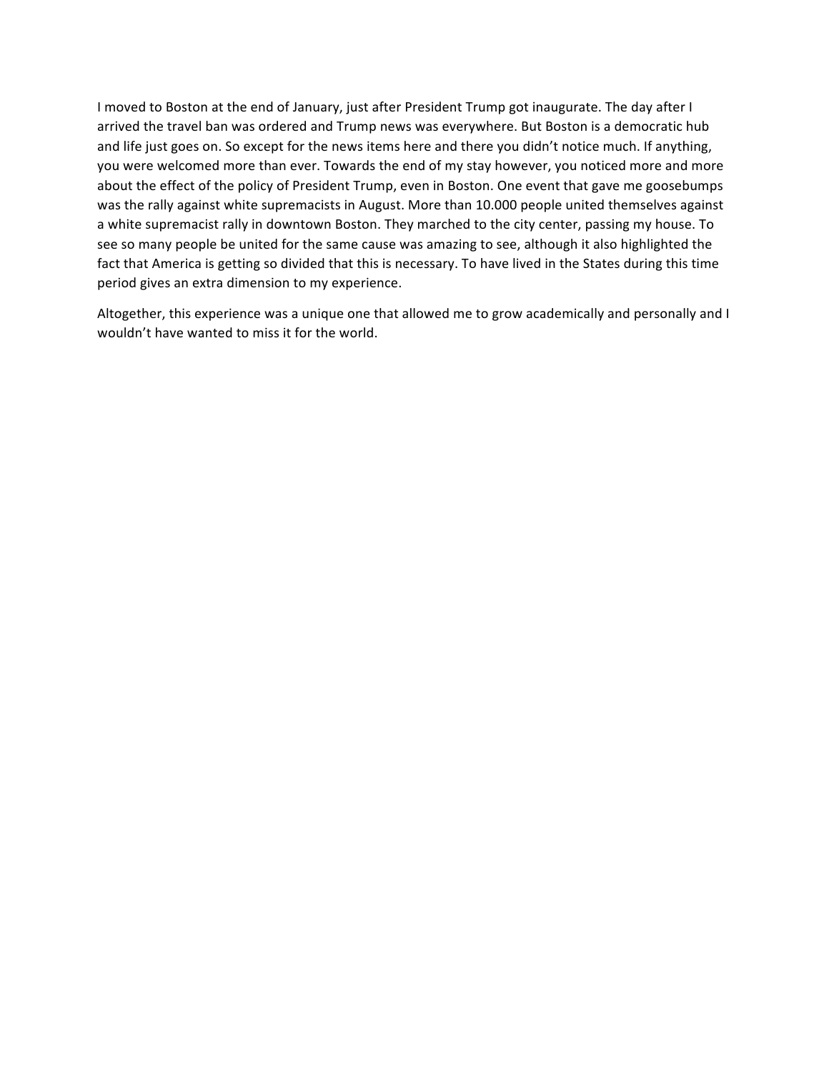I moved to Boston at the end of January, just after President Trump got inaugurate. The day after I arrived the travel ban was ordered and Trump news was everywhere. But Boston is a democratic hub and life just goes on. So except for the news items here and there you didn't notice much. If anything, you were welcomed more than ever. Towards the end of my stay however, you noticed more and more about the effect of the policy of President Trump, even in Boston. One event that gave me goosebumps was the rally against white supremacists in August. More than 10.000 people united themselves against a white supremacist rally in downtown Boston. They marched to the city center, passing my house. To see so many people be united for the same cause was amazing to see, although it also highlighted the fact that America is getting so divided that this is necessary. To have lived in the States during this time period gives an extra dimension to my experience.

Altogether, this experience was a unique one that allowed me to grow academically and personally and I wouldn't have wanted to miss it for the world.